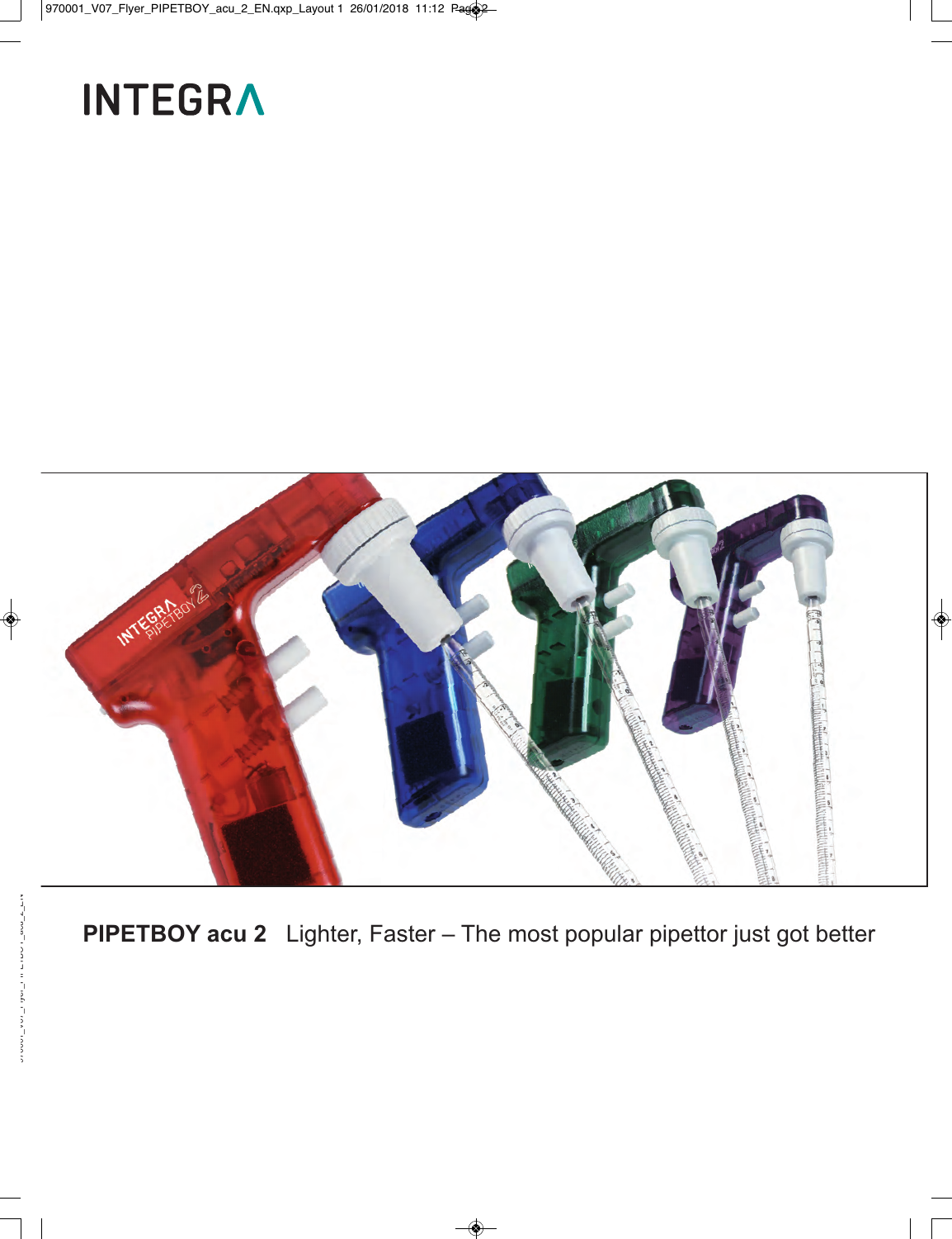# INTEGRA

**PIPETBOY acu 2** Lighter, Faster – The most popular pipettor just got better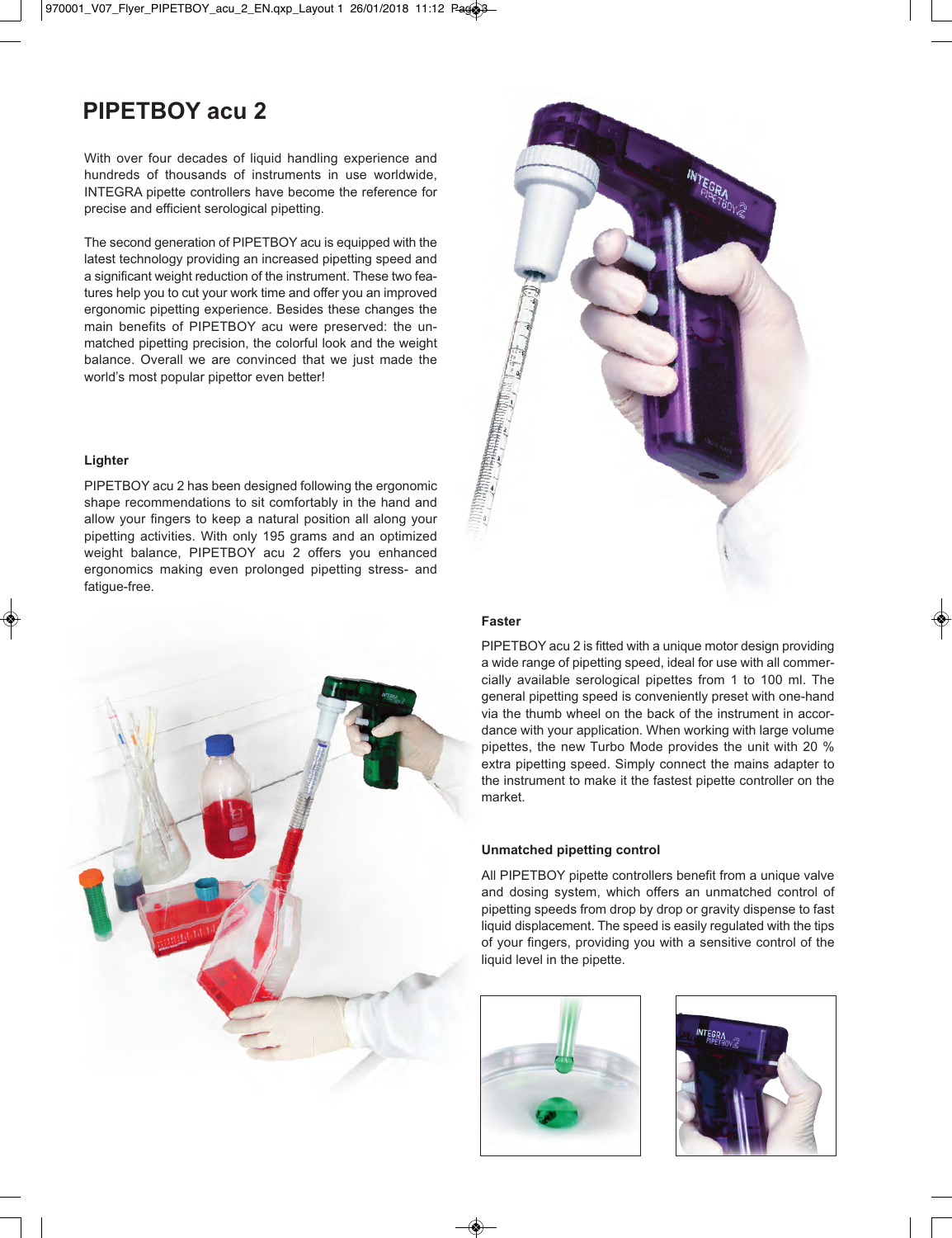# PIPETBOY acu 2

With over four decades of liquid handling experience and hundreds of thousands of instruments in use worldwide, INTEGRA pipette controllers have become the reference for precise and efficient serological pipetting.

The second generation of PIPETBOY acu is equipped with the latest technology providing an increased pipetting speed and a significant weight reduction of the instrument. These two features help you to cut your work time and offer you an improved ergonomic pipetting experience. Besides these changes the main benefits of PIPETBOY acu were preserved: the unmatched pipetting precision, the colorful look and the weight balance. Overall we are convinced that we just made the world's most popular pipettor even better!

### Lighter

PIPETBOY acu 2 has been designed following the ergonomic shape recommendations to sit comfortably in the hand and allow your fingers to keep a natural position all along your pipetting activities. With only 195 grams and an optimized weight balance, PIPETBOY acu 2 offers you enhanced ergonomics making even prolonged pipetting stress- and fatigue-free.

### Faster

PIPETBOY acu 2 is fitted with a unique motor design providing a wide range of pipetting speed, ideal for use with all commercially available serological pipettes from 1 to 100 ml. The general pipetting speed is conveniently preset with one-hand via the thumb wheel on the back of the instrument in accordance with your application. When working with large volume pipettes, the new Turbo Mode provides the unit with 20 % extra pipetting speed. Simply connect the mains adapter to the instrument to make it the fastest pipette controller on the market.

### Unmatched pipetting control

All PIPETBOY pipette controllers benefit from a unique valve and dosing system, which offers an unmatched control of pipetting speeds from drop by drop or gravity dispense to fast liquid displacement. The speed is easily regulated with the tips of your fingers, providing you with a sensitive control of the liquid level in the pipette.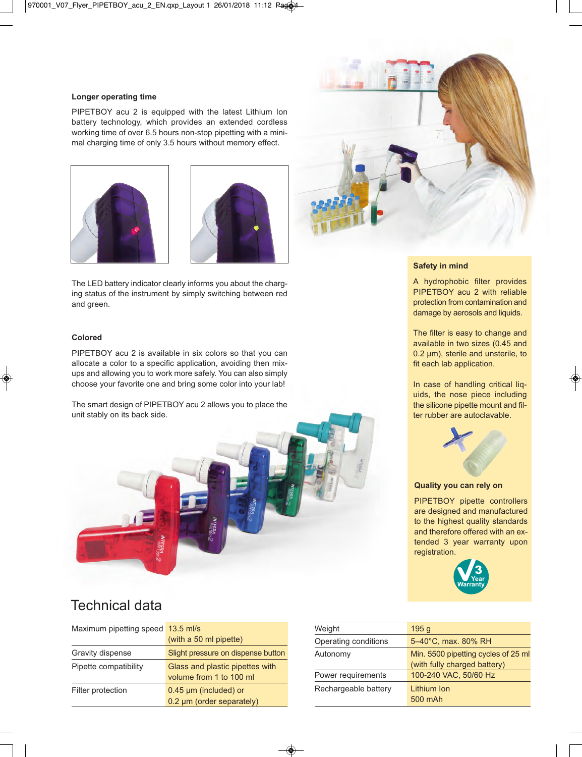### Longer operating time

PIPETBOY acu 2 is equipped with the latest Lithium Ion battery technology, which provides an extended cordless working time of over 6.5 hours non-stop pipetting with a minimal charging time of only 3.5 hours without memory effect.

The LED battery indicator clearly informs you about the charging status of the instrument by simply switching between red and green.

### Colored

PIPETBOY acu 2 is available in six colors so that you can allocate a color to a specific application, avoiding then mix-ups and allowing you to work more safely. You can also simply choose your favorite one and bring some color into your lab!

The smart design of PIPETBOY acu 2 allows you to place the unit stably on its back side.

### Safety in mind

A hydrophobic filter provides PIPETBOY acu 2 with reliable protection from contamination and damage by aerosols and liquids.

The filter is easy to change and available in two sizes (0.45 and 0.2 µm), sterile and unsterile, to fit each lab application.

In case of handling critical liquids, the nose piece including the silicone pipette mount and filter rubber are autoclavable.

### Quality you can rely on

PIPETBOY pipette controllers are designed and manufactured to the highest quality standards and therefore offered with an extended 3 year warranty upon registration.

## Technical data

| | |
|---|---|
| Maximum pipetting speed | 13.5 ml/s (with a 50 ml pipette) |
| Gravity dispense | Slight pressure on dispense button |
| Pipette compatibility | Glass and plastic pipettes with volume from 1 to 100 ml |
| Filter protection | 0.45 µm (included) or 0.2 µm (order separately) |

| | |
|---|---|
| Weight | 195 g |
| Operating conditions | 5–40°C, max. 80% RH |
| Autonomy | Min. 5500 pipetting cycles of 25 ml (with fully charged battery) |
| Power requirements | 100-240 VAC, 50/60 Hz |
| Rechargeable battery | Lithium Ion 500 mAh |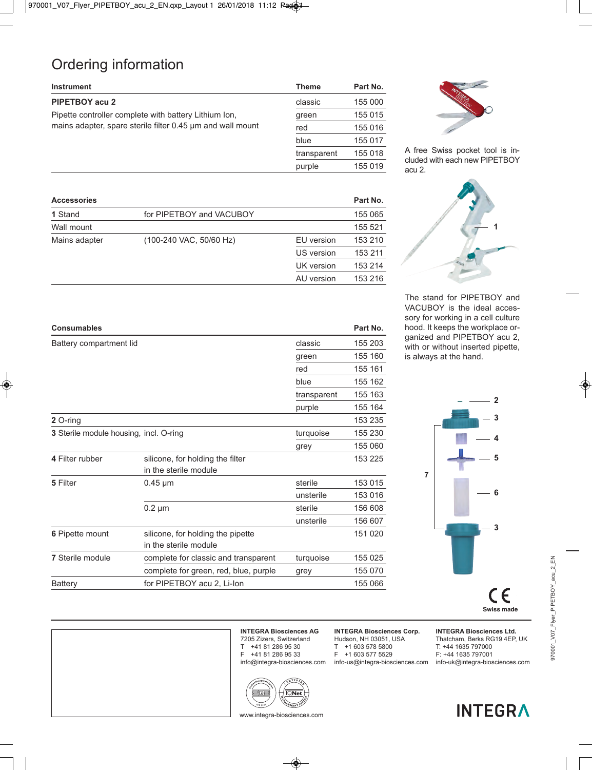# Ordering information

| Instrument | Theme | Part No. |
|---|---|---|
| **PIPETBOY acu 2** | classic | 155 000 |
| Pipette controller complete with battery Lithium Ion, mains adapter, spare sterile filter 0.45 µm and wall mount | green | 155 015 |
| | red | 155 016 |
| | blue | 155 017 |
| | transparent | 155 018 |
| | purple | 155 019 |

| Accessories | | | Part No. |
|---|---|---|---|
| **1** Stand | for PIPETBOY and VACUBOY | | 155 065 |
| Wall mount | | | 155 521 |
| Mains adapter | (100-240 VAC, 50/60 Hz) | EU version | 153 210 |
| | | US version | 153 211 |
| | | UK version | 153 214 |
| | | AU version | 153 216 |

| Consumables | | | Part No. |
|---|---|---|---|
| Battery compartment lid | | classic | 155 203 |
| | | green | 155 160 |
| | | red | 155 161 |
| | | blue | 155 162 |
| | | transparent | 155 163 |
| | | purple | 155 164 |
| **2** O-ring | | | 153 235 |
| **3** Sterile module housing, incl. O-ring | | turquoise | 155 230 |
| | | grey | 155 060 |
| **4** Filter rubber | silicone, for holding the filter in the sterile module | | 153 225 |
| **5** Filter | 0.45 µm | sterile | 153 015 |
| | | unsterile | 153 016 |
| | 0.2 µm | sterile | 156 608 |
| | | unsterile | 156 607 |
| **6** Pipette mount | silicone, for holding the pipette in the sterile module | | 151 020 |
| **7** Sterile module | complete for classic and transparent | turquoise | 155 025 |
| | complete for green, red, blue, purple | grey | 155 070 |
| Battery | for PIPETBOY acu 2, Li-Ion | | 155 066 |

A free Swiss pocket tool is included with each new PIPETBOY acu 2.

1

The stand for PIPETBOY and VACUBOY is the ideal accessory for working in a cell culture hood. It keeps the workplace organized and PIPETBOY acu 2, with or without inserted pipette, is always at the hand.

2
3
4
5
7
6
3

Swiss made

**INTEGRA Biosciences AG**
7205 Zizers, Switzerland
T +41 81 286 95 30
F +41 81 286 95 33
info@integra-biosciences.com

**INTEGRA Biosciences Corp.**
Hudson, NH 03051, USA
T +1 603 578 5800
F +1 603 577 5529
info-us@integra-biosciences.com

**INTEGRA Biosciences Ltd.**
Thatcham, Berks RG19 4EP, UK
T: +44 1635 797000
F: +44 1635 797001
info-uk@integra-biosciences.com

www.integra-biosciences.com

INTEGRA

970001_V07_Flyer_PIPETBOY_acu_2_EN